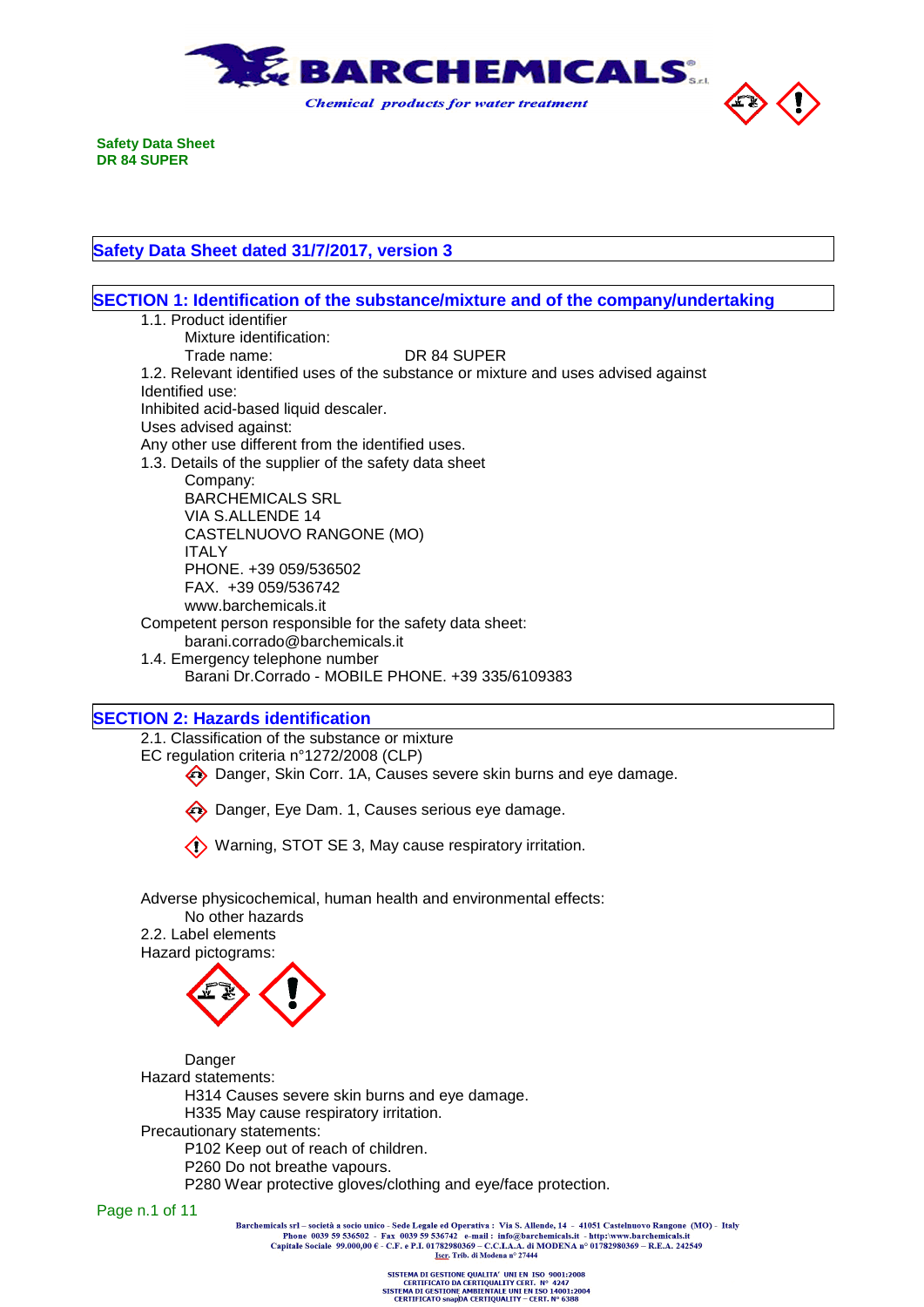**Safety Data Sheet**
**DR 84 SUPER**

## Safety Data Sheet dated 31/7/2017, version 3

## SECTION 1: Identification of the substance/mixture and of the company/undertaking

1.1. Product identifier

Mixture identification:

Trade name: DR 84 SUPER

1.2. Relevant identified uses of the substance or mixture and uses advised against

Identified use:

Inhibited acid-based liquid descaler.

Uses advised against:

Any other use different from the identified uses.

1.3. Details of the supplier of the safety data sheet

Company:
BARCHEMICALS SRL
VIA S.ALLENDE 14
CASTELNUOVO RANGONE (MO)
ITALY
PHONE. +39 059/536502
FAX. +39 059/536742
www.barchemicals.it

Competent person responsible for the safety data sheet:
barani.corrado@barchemicals.it

1.4. Emergency telephone number
Barani Dr.Corrado - MOBILE PHONE. +39 335/6109383

## SECTION 2: Hazards identification

2.1. Classification of the substance or mixture

EC regulation criteria n°1272/2008 (CLP)

Danger, Skin Corr. 1A, Causes severe skin burns and eye damage.

Danger, Eye Dam. 1, Causes serious eye damage.

Warning, STOT SE 3, May cause respiratory irritation.

Adverse physicochemical, human health and environmental effects:
No other hazards

2.2. Label elements

Hazard pictograms:

Danger

Hazard statements:
H314 Causes severe skin burns and eye damage.
H335 May cause respiratory irritation.

Precautionary statements:
P102 Keep out of reach of children.
P260 Do not breathe vapours.
P280 Wear protective gloves/clothing and eye/face protection.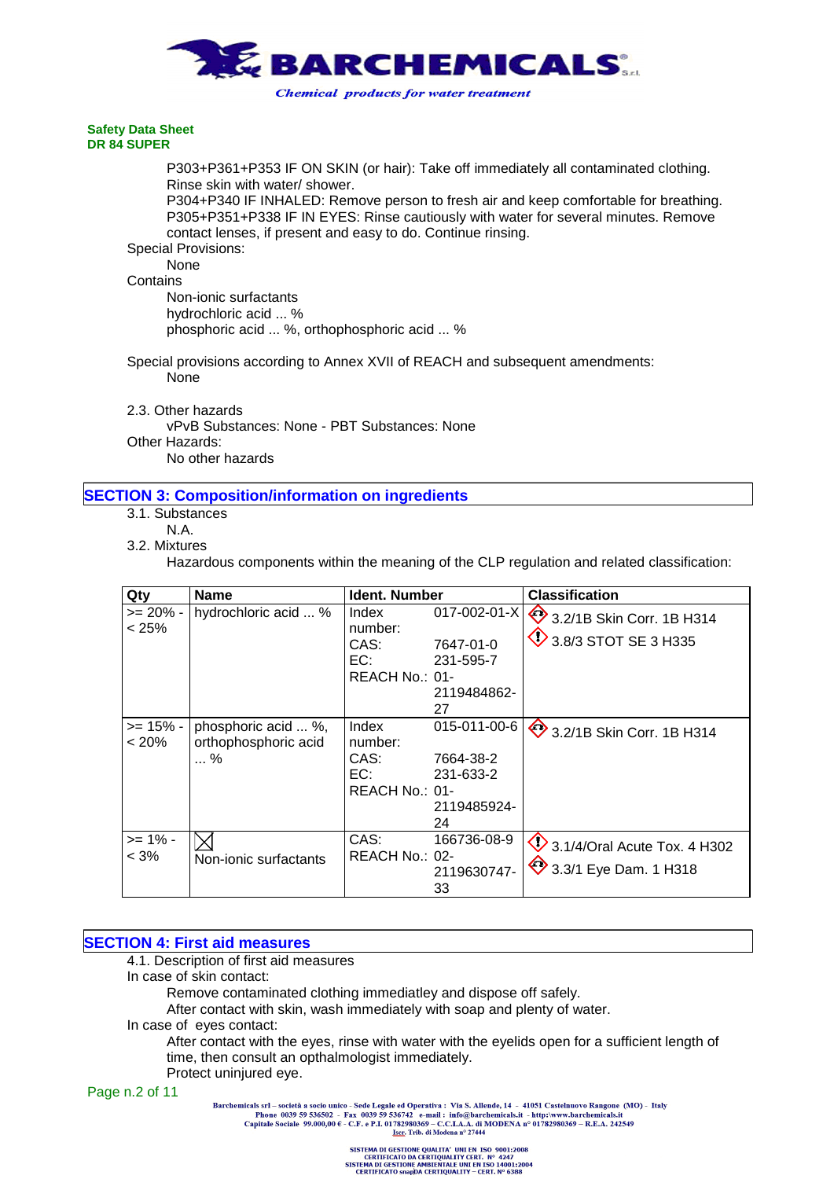P303+P361+P353 IF ON SKIN (or hair): Take off immediately all contaminated clothing. Rinse skin with water/ shower.
P304+P340 IF INHALED: Remove person to fresh air and keep comfortable for breathing.
P305+P351+P338 IF IN EYES: Rinse cautiously with water for several minutes. Remove contact lenses, if present and easy to do. Continue rinsing.

Special Provisions:
None

Contains
Non-ionic surfactants
hydrochloric acid ... %
phosphoric acid ... %, orthophosphoric acid ... %

Special provisions according to Annex XVII of REACH and subsequent amendments:
None

2.3. Other hazards
vPvB Substances: None - PBT Substances: None

Other Hazards:
No other hazards

## SECTION 3: Composition/information on ingredients

3.1. Substances
N.A.

3.2. Mixtures
Hazardous components within the meaning of the CLP regulation and related classification:

| Qty | Name | Ident. Number | Classification |
|---|---|---|---|
| >= 20% - < 25% | hydrochloric acid ... % | Index number: 017-002-01-X<br>CAS: 7647-01-0<br>EC: 231-595-7<br>REACH No.: 01-2119484862-27 | 3.2/1B Skin Corr. 1B H314<br>3.8/3 STOT SE 3 H335 |
| >= 15% - < 20% | phosphoric acid ... %, orthophosphoric acid ... % | Index number: 015-011-00-6<br>CAS: 7664-38-2<br>EC: 231-633-2<br>REACH No.: 01-2119485924-24 | 3.2/1B Skin Corr. 1B H314 |
| >= 1% - < 3% | Non-ionic surfactants | CAS: 166736-08-9<br>REACH No.: 02-2119630747-33 | 3.1/4/Oral Acute Tox. 4 H302<br>3.3/1 Eye Dam. 1 H318 |

## SECTION 4: First aid measures

4.1. Description of first aid measures

In case of skin contact:
Remove contaminated clothing immediatley and dispose off safely.
After contact with skin, wash immediately with soap and plenty of water.

In case of eyes contact:
After contact with the eyes, rinse with water with the eyelids open for a sufficient length of time, then consult an opthalmologist immediately.
Protect uninjured eye.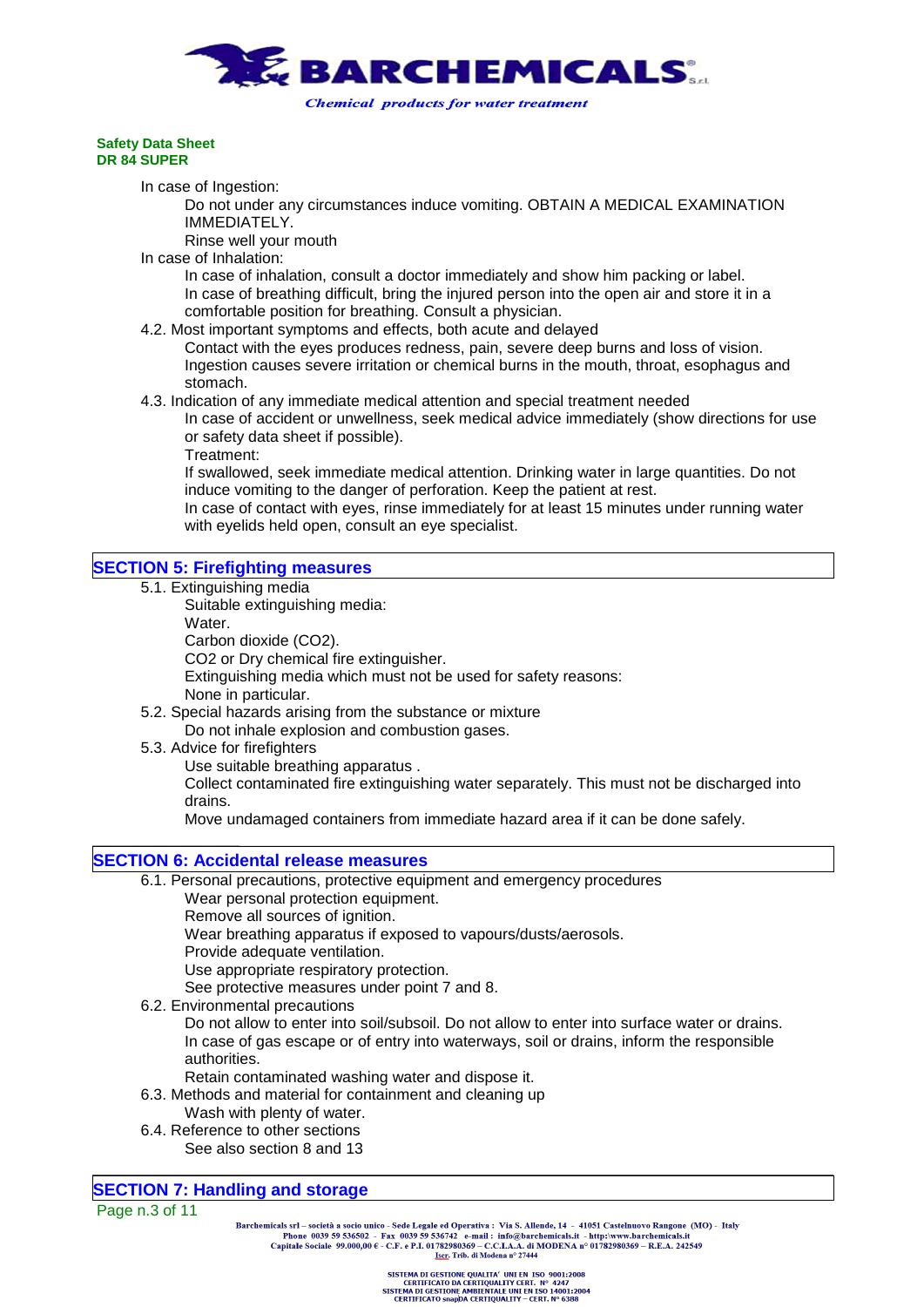**Safety Data Sheet**
**DR 84 SUPER**

In case of Ingestion:

Do not under any circumstances induce vomiting. OBTAIN A MEDICAL EXAMINATION IMMEDIATELY.

Rinse well your mouth

In case of Inhalation:

In case of inhalation, consult a doctor immediately and show him packing or label.

In case of breathing difficult, bring the injured person into the open air and store it in a comfortable position for breathing. Consult a physician.

4.2. Most important symptoms and effects, both acute and delayed

Contact with the eyes produces redness, pain, severe deep burns and loss of vision.

Ingestion causes severe irritation or chemical burns in the mouth, throat, esophagus and stomach.

4.3. Indication of any immediate medical attention and special treatment needed

In case of accident or unwellness, seek medical advice immediately (show directions for use or safety data sheet if possible).

Treatment:

If swallowed, seek immediate medical attention. Drinking water in large quantities. Do not induce vomiting to the danger of perforation. Keep the patient at rest.

In case of contact with eyes, rinse immediately for at least 15 minutes under running water with eyelids held open, consult an eye specialist.

## SECTION 5: Firefighting measures

5.1. Extinguishing media

Suitable extinguishing media:

Water.

Carbon dioxide ($CO_2$).

$CO_2$ or Dry chemical fire extinguisher.

Extinguishing media which must not be used for safety reasons:

None in particular.

5.2. Special hazards arising from the substance or mixture

Do not inhale explosion and combustion gases.

5.3. Advice for firefighters

Use suitable breathing apparatus .

Collect contaminated fire extinguishing water separately. This must not be discharged into drains.

Move undamaged containers from immediate hazard area if it can be done safely.

## SECTION 6: Accidental release measures

6.1. Personal precautions, protective equipment and emergency procedures

Wear personal protection equipment.

Remove all sources of ignition.

Wear breathing apparatus if exposed to vapours/dusts/aerosols.

Provide adequate ventilation.

Use appropriate respiratory protection.

See protective measures under point 7 and 8.

6.2. Environmental precautions

Do not allow to enter into soil/subsoil. Do not allow to enter into surface water or drains.

In case of gas escape or of entry into waterways, soil or drains, inform the responsible authorities.

Retain contaminated washing water and dispose it.

6.3. Methods and material for containment and cleaning up

Wash with plenty of water.

6.4. Reference to other sections

See also section 8 and 13

## SECTION 7: Handling and storage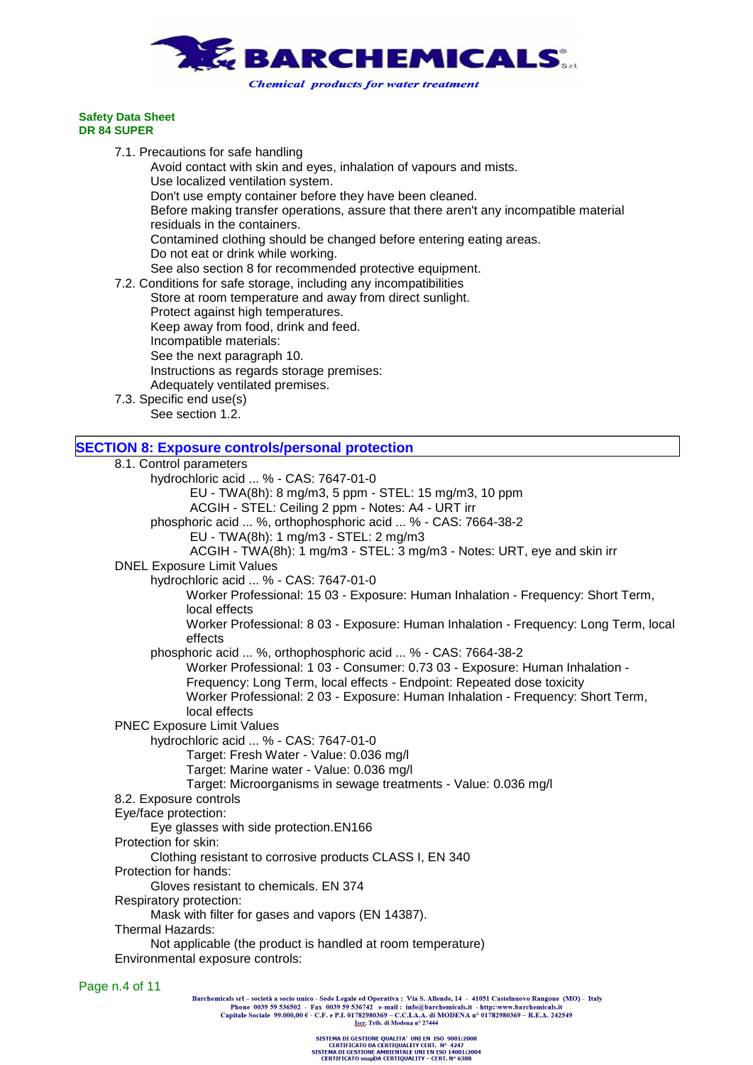7.1. Precautions for safe handling

Avoid contact with skin and eyes, inhalation of vapours and mists.
Use localized ventilation system.
Don't use empty container before they have been cleaned.
Before making transfer operations, assure that there aren't any incompatible material residuals in the containers.
Contamined clothing should be changed before entering eating areas.
Do not eat or drink while working.
See also section 8 for recommended protective equipment.

7.2. Conditions for safe storage, including any incompatibilities

Store at room temperature and away from direct sunlight.
Protect against high temperatures.
Keep away from food, drink and feed.
Incompatible materials:
See the next paragraph 10.
Instructions as regards storage premises:
Adequately ventilated premises.

7.3. Specific end use(s)

See section 1.2.

## SECTION 8: Exposure controls/personal protection

8.1. Control parameters

hydrochloric acid ... % - CAS: 7647-01-0
EU - TWA(8h): 8 mg/m3, 5 ppm - STEL: 15 mg/m3, 10 ppm
ACGIH - STEL: Ceiling 2 ppm - Notes: A4 - URT irr

phosphoric acid ... %, orthophosphoric acid ... % - CAS: 7664-38-2
EU - TWA(8h): 1 mg/m3 - STEL: 2 mg/m3
ACGIH - TWA(8h): 1 mg/m3 - STEL: 3 mg/m3 - Notes: URT, eye and skin irr

DNEL Exposure Limit Values

hydrochloric acid ... % - CAS: 7647-01-0
Worker Professional: 15 03 - Exposure: Human Inhalation - Frequency: Short Term, local effects
Worker Professional: 8 03 - Exposure: Human Inhalation - Frequency: Long Term, local effects

phosphoric acid ... %, orthophosphoric acid ... % - CAS: 7664-38-2
Worker Professional: 1 03 - Consumer: 0.73 03 - Exposure: Human Inhalation - Frequency: Long Term, local effects - Endpoint: Repeated dose toxicity
Worker Professional: 2 03 - Exposure: Human Inhalation - Frequency: Short Term, local effects

PNEC Exposure Limit Values

hydrochloric acid ... % - CAS: 7647-01-0
Target: Fresh Water - Value: 0.036 mg/l
Target: Marine water - Value: 0.036 mg/l
Target: Microorganisms in sewage treatments - Value: 0.036 mg/l

8.2. Exposure controls

Eye/face protection:
Eye glasses with side protection.EN166

Protection for skin:
Clothing resistant to corrosive products CLASS I, EN 340

Protection for hands:
Gloves resistant to chemicals. EN 374

Respiratory protection:
Mask with filter for gases and vapors (EN 14387).

Thermal Hazards:
Not applicable (the product is handled at room temperature)

Environmental exposure controls: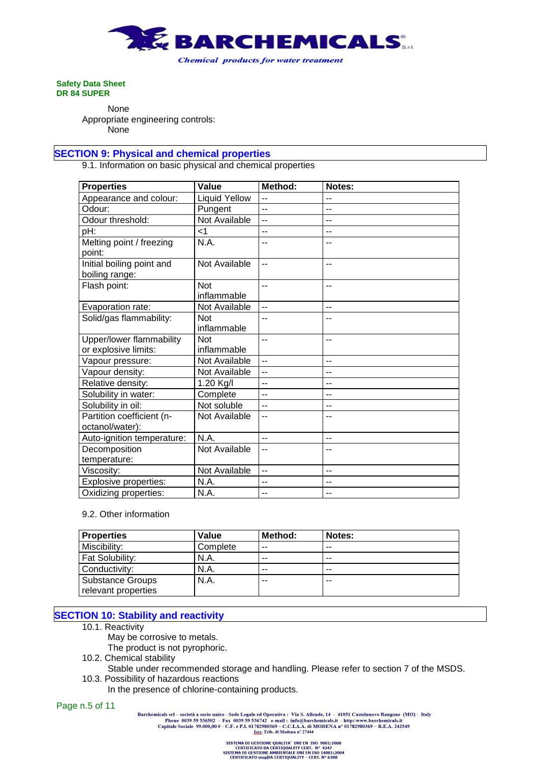None

Appropriate engineering controls:

None

## SECTION 9: Physical and chemical properties

9.1. Information on basic physical and chemical properties

| Properties | Value | Method: | Notes: |
|---|---|---|---|
| Appearance and colour: | Liquid Yellow | -- | -- |
| Odour: | Pungent | -- | -- |
| Odour threshold: | Not Available | -- | -- |
| pH: | <1 | -- | -- |
| Melting point / freezing point: | N.A. | -- | -- |
| Initial boiling point and boiling range: | Not Available | -- | -- |
| Flash point: | Not inflammable | -- | -- |
| Evaporation rate: | Not Available | -- | -- |
| Solid/gas flammability: | Not inflammable | -- | -- |
| Upper/lower flammability or explosive limits: | Not inflammable | -- | -- |
| Vapour pressure: | Not Available | -- | -- |
| Vapour density: | Not Available | -- | -- |
| Relative density: | 1.20 Kg/l | -- | -- |
| Solubility in water: | Complete | -- | -- |
| Solubility in oil: | Not soluble | -- | -- |
| Partition coefficient (n-octanol/water): | Not Available | -- | -- |
| Auto-ignition temperature: | N.A. | -- | -- |
| Decomposition temperature: | Not Available | -- | -- |
| Viscosity: | Not Available | -- | -- |
| Explosive properties: | N.A. | -- | -- |
| Oxidizing properties: | N.A. | -- | -- |

9.2. Other information

| Properties | Value | Method: | Notes: |
|---|---|---|---|
| Miscibility: | Complete | -- | -- |
| Fat Solubility: | N.A. | -- | -- |
| Conductivity: | N.A. | -- | -- |
| Substance Groups relevant properties | N.A. | -- | -- |

## SECTION 10: Stability and reactivity

10.1. Reactivity

May be corrosive to metals.

The product is not pyrophoric.

10.2. Chemical stability

Stable under recommended storage and handling. Please refer to section 7 of the MSDS.

10.3. Possibility of hazardous reactions

In the presence of chlorine-containing products.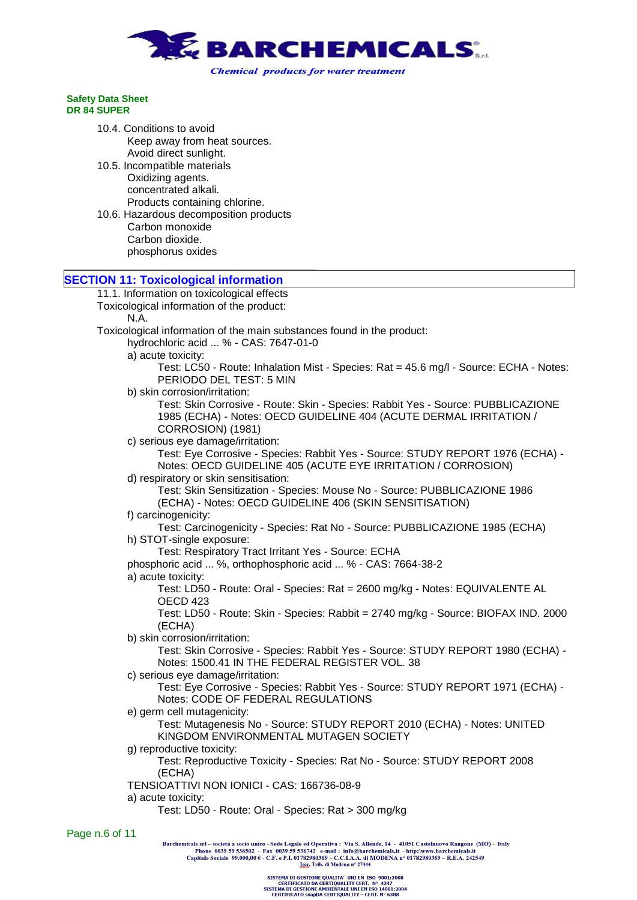10.4. Conditions to avoid

Keep away from heat sources.
Avoid direct sunlight.

10.5. Incompatible materials

Oxidizing agents.
concentrated alkali.
Products containing chlorine.

10.6. Hazardous decomposition products

Carbon monoxide
Carbon dioxide.
phosphorus oxides

## SECTION 11: Toxicological information

11.1. Information on toxicological effects

Toxicological information of the product:

N.A.

Toxicological information of the main substances found in the product:

hydrochloric acid ... % - CAS: 7647-01-0

a) acute toxicity:

Test: LC50 - Route: Inhalation Mist - Species: Rat = 45.6 mg/l - Source: ECHA - Notes: PERIODO DEL TEST: 5 MIN

b) skin corrosion/irritation:

Test: Skin Corrosive - Route: Skin - Species: Rabbit Yes - Source: PUBBLICAZIONE 1985 (ECHA) - Notes: OECD GUIDELINE 404 (ACUTE DERMAL IRRITATION / CORROSION) (1981)

c) serious eye damage/irritation:

Test: Eye Corrosive - Species: Rabbit Yes - Source: STUDY REPORT 1976 (ECHA) - Notes: OECD GUIDELINE 405 (ACUTE EYE IRRITATION / CORROSION)

d) respiratory or skin sensitisation:

Test: Skin Sensitization - Species: Mouse No - Source: PUBBLICAZIONE 1986 (ECHA) - Notes: OECD GUIDELINE 406 (SKIN SENSITISATION)

f) carcinogenicity:

Test: Carcinogenicity - Species: Rat No - Source: PUBBLICAZIONE 1985 (ECHA)

h) STOT-single exposure:

Test: Respiratory Tract Irritant Yes - Source: ECHA

phosphoric acid ... %, orthophosphoric acid ... % - CAS: 7664-38-2

a) acute toxicity:

Test: LD50 - Route: Oral - Species: Rat = 2600 mg/kg - Notes: EQUIVALENTE AL OECD 423

Test: LD50 - Route: Skin - Species: Rabbit = 2740 mg/kg - Source: BIOFAX IND. 2000 (ECHA)

b) skin corrosion/irritation:

Test: Skin Corrosive - Species: Rabbit Yes - Source: STUDY REPORT 1980 (ECHA) - Notes: 1500.41 IN THE FEDERAL REGISTER VOL. 38

c) serious eye damage/irritation:

Test: Eye Corrosive - Species: Rabbit Yes - Source: STUDY REPORT 1971 (ECHA) - Notes: CODE OF FEDERAL REGULATIONS

e) germ cell mutagenicity:

Test: Mutagenesis No - Source: STUDY REPORT 2010 (ECHA) - Notes: UNITED KINGDOM ENVIRONMENTAL MUTAGEN SOCIETY

g) reproductive toxicity:

Test: Reproductive Toxicity - Species: Rat No - Source: STUDY REPORT 2008 (ECHA)

TENSIOATTIVI NON IONICI - CAS: 166736-08-9

a) acute toxicity:

Test: LD50 - Route: Oral - Species: Rat > 300 mg/kg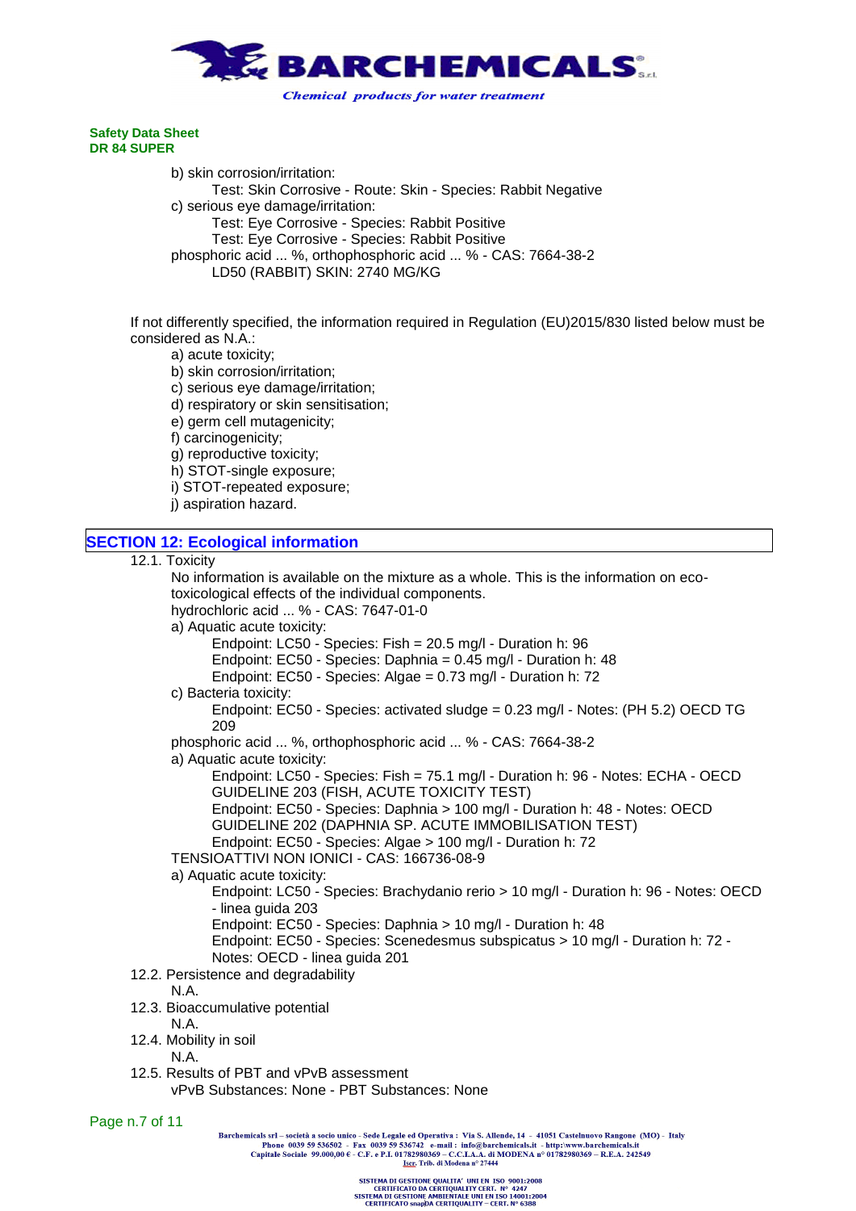b) skin corrosion/irritation:

Test: Skin Corrosive - Route: Skin - Species: Rabbit Negative

c) serious eye damage/irritation:

Test: Eye Corrosive - Species: Rabbit Positive

Test: Eye Corrosive - Species: Rabbit Positive

phosphoric acid ... %, orthophosphoric acid ... % - CAS: 7664-38-2

LD50 (RABBIT) SKIN: 2740 MG/KG

If not differently specified, the information required in Regulation (EU)2015/830 listed below must be considered as N.A.:

a) acute toxicity;
b) skin corrosion/irritation;
c) serious eye damage/irritation;
d) respiratory or skin sensitisation;
e) germ cell mutagenicity;
f) carcinogenicity;
g) reproductive toxicity;
h) STOT-single exposure;
i) STOT-repeated exposure;
j) aspiration hazard.

## SECTION 12: Ecological information

12.1. Toxicity

No information is available on the mixture as a whole. This is the information on eco-toxicological effects of the individual components.

hydrochloric acid ... % - CAS: 7647-01-0

a) Aquatic acute toxicity:

Endpoint: LC50 - Species: Fish = 20.5 mg/l - Duration h: 96

Endpoint: EC50 - Species: Daphnia = 0.45 mg/l - Duration h: 48

Endpoint: EC50 - Species: Algae = 0.73 mg/l - Duration h: 72

c) Bacteria toxicity:

Endpoint: EC50 - Species: activated sludge = 0.23 mg/l - Notes: (PH 5.2) OECD TG 209

phosphoric acid ... %, orthophosphoric acid ... % - CAS: 7664-38-2

a) Aquatic acute toxicity:

Endpoint: LC50 - Species: Fish = 75.1 mg/l - Duration h: 96 - Notes: ECHA - OECD GUIDELINE 203 (FISH, ACUTE TOXICITY TEST)

Endpoint: EC50 - Species: Daphnia > 100 mg/l - Duration h: 48 - Notes: OECD GUIDELINE 202 (DAPHNIA SP. ACUTE IMMOBILISATION TEST)

Endpoint: EC50 - Species: Algae > 100 mg/l - Duration h: 72

TENSIOATTIVI NON IONICI - CAS: 166736-08-9

a) Aquatic acute toxicity:

Endpoint: LC50 - Species: Brachydanio rerio > 10 mg/l - Duration h: 96 - Notes: OECD - linea guida 203

Endpoint: EC50 - Species: Daphnia > 10 mg/l - Duration h: 48

Endpoint: EC50 - Species: Scenedesmus subspicatus > 10 mg/l - Duration h: 72 - Notes: OECD - linea guida 201

12.2. Persistence and degradability

N.A.

12.3. Bioaccumulative potential

N.A.

12.4. Mobility in soil

N.A.

12.5. Results of PBT and vPvB assessment

vPvB Substances: None - PBT Substances: None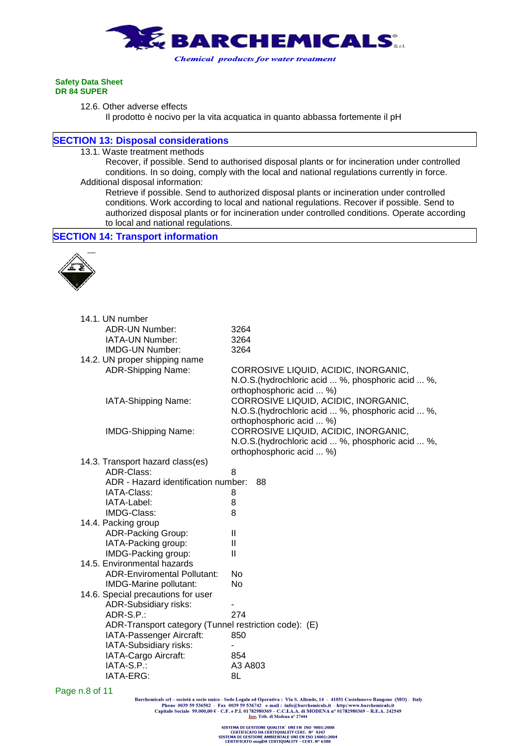Safety Data Sheet
**DR 84 SUPER**

12.6. Other adverse effects

Il prodotto è nocivo per la vita acquatica in quanto abbassa fortemente il pH

## SECTION 13: Disposal considerations

13.1. Waste treatment methods

Recover, if possible. Send to authorised disposal plants or for incineration under controlled conditions. In so doing, comply with the local and national regulations currently in force.

Additional disposal information:

Retrieve if possible. Send to authorized disposal plants or incineration under controlled conditions. Work according to local and national regulations. Recover if possible. Send to authorized disposal plants or for incineration under controlled conditions. Operate according to local and national regulations.

## SECTION 14: Transport information

14.1. UN number

| | |
|---|---|
| ADR-UN Number: | 3264 |
| IATA-UN Number: | 3264 |
| IMDG-UN Number: | 3264 |

14.2. UN proper shipping name

| | |
|---|---|
| ADR-Shipping Name: | CORROSIVE LIQUID, ACIDIC, INORGANIC, N.O.S.(hydrochloric acid ... %, phosphoric acid ... %, orthophosphoric acid ... %) |
| IATA-Shipping Name: | CORROSIVE LIQUID, ACIDIC, INORGANIC, N.O.S.(hydrochloric acid ... %, phosphoric acid ... %, orthophosphoric acid ... %) |
| IMDG-Shipping Name: | CORROSIVE LIQUID, ACIDIC, INORGANIC, N.O.S.(hydrochloric acid ... %, phosphoric acid ... %, orthophosphoric acid ... %) |

14.3. Transport hazard class(es)

| | |
|---|---|
| ADR-Class: | 8 |
| ADR - Hazard identification number: | 88 |
| IATA-Class: | 8 |
| IATA-Label: | 8 |
| IMDG-Class: | 8 |

14.4. Packing group

| | |
|---|---|
| ADR-Packing Group: | II |
| IATA-Packing group: | II |
| IMDG-Packing group: | II |

14.5. Environmental hazards

| | |
|---|---|
| ADR-Enviromental Pollutant: | No |
| IMDG-Marine pollutant: | No |

14.6. Special precautions for user

| | |
|---|---|
| ADR-Subsidiary risks: | - |
| ADR-S.P.: | 274 |
| ADR-Transport category (Tunnel restriction code): | (E) |
| IATA-Passenger Aircraft: | 850 |
| IATA-Subsidiary risks: | - |
| IATA-Cargo Aircraft: | 854 |
| IATA-S.P.: | A3 A803 |
| IATA-ERG: | 8L |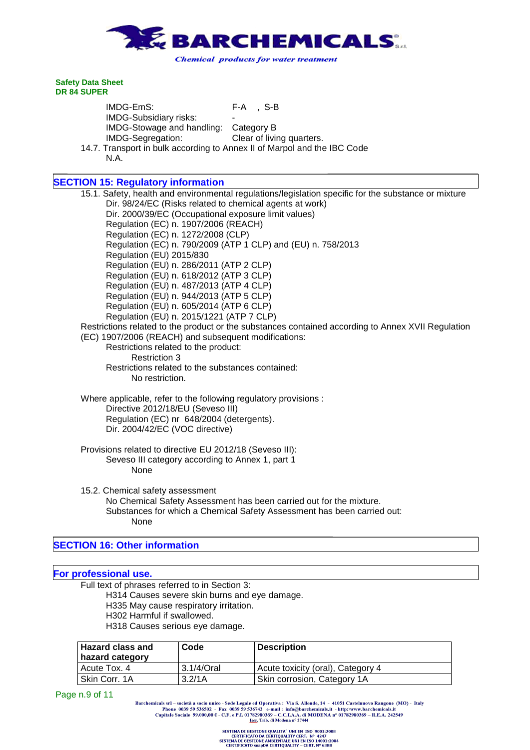IMDG-EmS: F-A , S-B
IMDG-Subsidiary risks: -
IMDG-Stowage and handling: Category B
IMDG-Segregation: Clear of living quarters.

14.7. Transport in bulk according to Annex II of Marpol and the IBC Code
N.A.

## SECTION 15: Regulatory information

15.1. Safety, health and environmental regulations/legislation specific for the substance or mixture
- Dir. 98/24/EC (Risks related to chemical agents at work)
- Dir. 2000/39/EC (Occupational exposure limit values)
- Regulation (EC) n. 1907/2006 (REACH)
- Regulation (EC) n. 1272/2008 (CLP)
- Regulation (EC) n. 790/2009 (ATP 1 CLP) and (EU) n. 758/2013
- Regulation (EU) 2015/830
- Regulation (EU) n. 286/2011 (ATP 2 CLP)
- Regulation (EU) n. 618/2012 (ATP 3 CLP)
- Regulation (EU) n. 487/2013 (ATP 4 CLP)
- Regulation (EU) n. 944/2013 (ATP 5 CLP)
- Regulation (EU) n. 605/2014 (ATP 6 CLP)
- Regulation (EU) n. 2015/1221 (ATP 7 CLP)

Restrictions related to the product or the substances contained according to Annex XVII Regulation (EC) 1907/2006 (REACH) and subsequent modifications:
- Restrictions related to the product:
  - Restriction 3
- Restrictions related to the substances contained:
  - No restriction.

Where applicable, refer to the following regulatory provisions :
- Directive 2012/18/EU (Seveso III)
- Regulation (EC) nr 648/2004 (detergents).
- Dir. 2004/42/EC (VOC directive)

Provisions related to directive EU 2012/18 (Seveso III):
- Seveso III category according to Annex 1, part 1
  - None

15.2. Chemical safety assessment
- No Chemical Safety Assessment has been carried out for the mixture.
- Substances for which a Chemical Safety Assessment has been carried out:
  - None

## SECTION 16: Other information

## For professional use.

Full text of phrases referred to in Section 3:
- H314 Causes severe skin burns and eye damage.
- H335 May cause respiratory irritation.
- H302 Harmful if swallowed.
- H318 Causes serious eye damage.

| Hazard class and hazard category | Code | Description |
|---|---|---|
| Acute Tox. 4 | 3.1/4/Oral | Acute toxicity (oral), Category 4 |
| Skin Corr. 1A | 3.2/1A | Skin corrosion, Category 1A |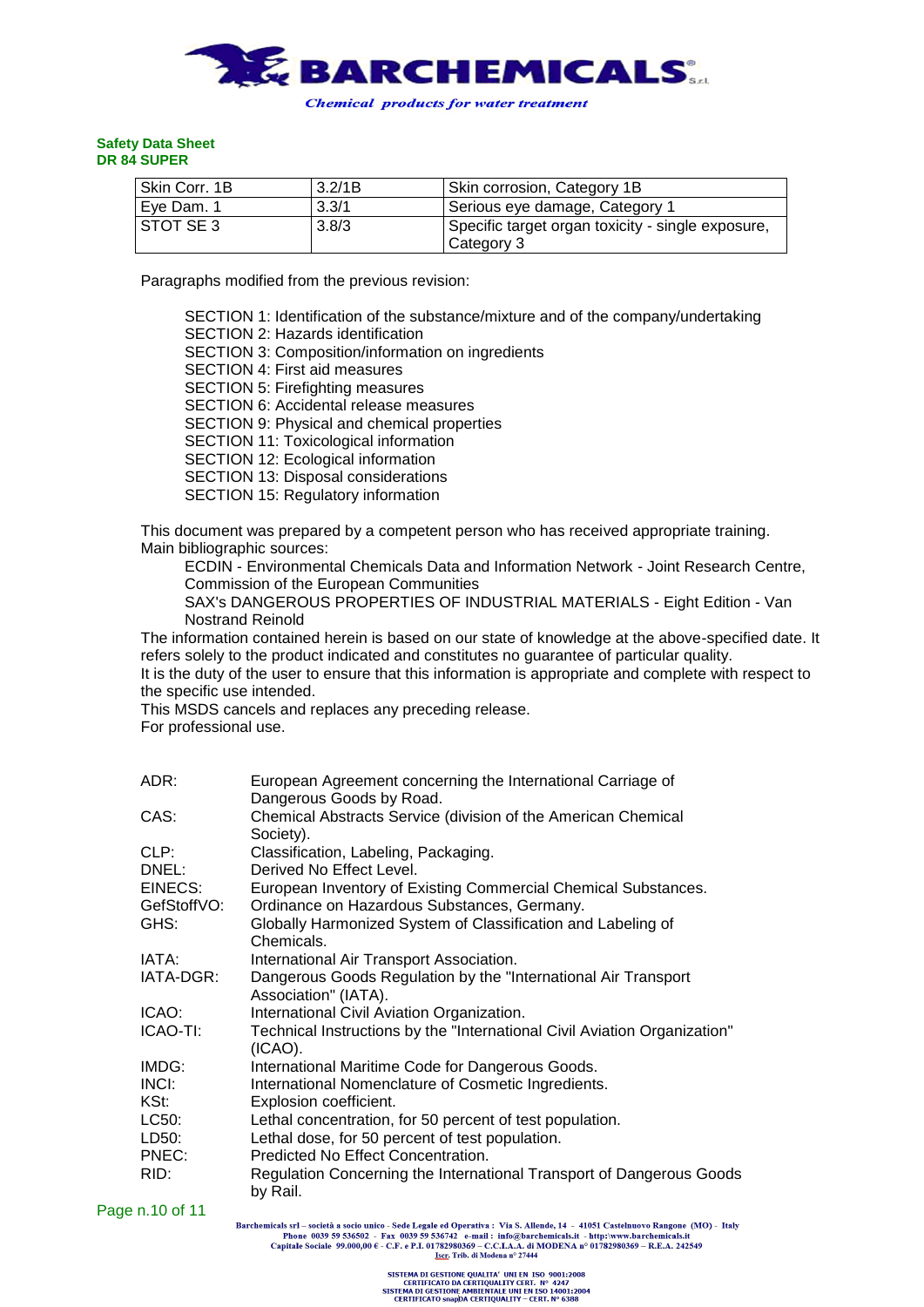| Skin Corr. 1B | 3.2/1B | Skin corrosion, Category 1B |
|---|---|---|
| Eye Dam. 1 | 3.3/1 | Serious eye damage, Category 1 |
| STOT SE 3 | 3.8/3 | Specific target organ toxicity - single exposure, Category 3 |

Paragraphs modified from the previous revision:

- SECTION 1: Identification of the substance/mixture and of the company/undertaking
- SECTION 2: Hazards identification
- SECTION 3: Composition/information on ingredients
- SECTION 4: First aid measures
- SECTION 5: Firefighting measures
- SECTION 6: Accidental release measures
- SECTION 9: Physical and chemical properties
- SECTION 11: Toxicological information
- SECTION 12: Ecological information
- SECTION 13: Disposal considerations
- SECTION 15: Regulatory information

This document was prepared by a competent person who has received appropriate training.
Main bibliographic sources:

ECDIN - Environmental Chemicals Data and Information Network - Joint Research Centre, Commission of the European Communities

SAX's DANGEROUS PROPERTIES OF INDUSTRIAL MATERIALS - Eight Edition - Van Nostrand Reinold

The information contained herein is based on our state of knowledge at the above-specified date. It refers solely to the product indicated and constitutes no guarantee of particular quality.
It is the duty of the user to ensure that this information is appropriate and complete with respect to the specific use intended.
This MSDS cancels and replaces any preceding release.
For professional use.

| | |
|---|---|
| ADR: | European Agreement concerning the International Carriage of Dangerous Goods by Road. |
| CAS: | Chemical Abstracts Service (division of the American Chemical Society). |
| CLP: | Classification, Labeling, Packaging. |
| DNEL: | Derived No Effect Level. |
| EINECS: | European Inventory of Existing Commercial Chemical Substances. |
| GefStoffVO: | Ordinance on Hazardous Substances, Germany. |
| GHS: | Globally Harmonized System of Classification and Labeling of Chemicals. |
| IATA: | International Air Transport Association. |
| IATA-DGR: | Dangerous Goods Regulation by the "International Air Transport Association" (IATA). |
| ICAO: | International Civil Aviation Organization. |
| ICAO-TI: | Technical Instructions by the "International Civil Aviation Organization" (ICAO). |
| IMDG: | International Maritime Code for Dangerous Goods. |
| INCI: | International Nomenclature of Cosmetic Ingredients. |
| KSt: | Explosion coefficient. |
| LC50: | Lethal concentration, for 50 percent of test population. |
| LD50: | Lethal dose, for 50 percent of test population. |
| PNEC: | Predicted No Effect Concentration. |
| RID: | Regulation Concerning the International Transport of Dangerous Goods by Rail. |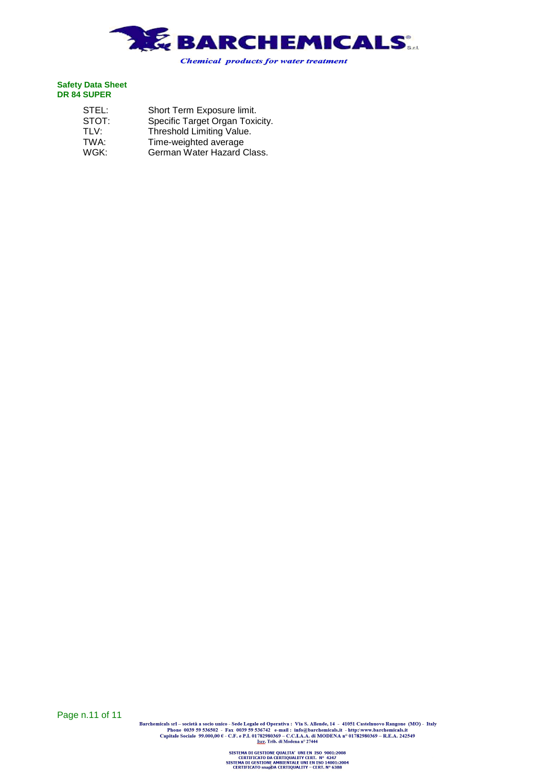| | |
|---|---|
| STEL: | Short Term Exposure limit. |
| STOT: | Specific Target Organ Toxicity. |
| TLV: | Threshold Limiting Value. |
| TWA: | Time-weighted average |
| WGK: | German Water Hazard Class. |